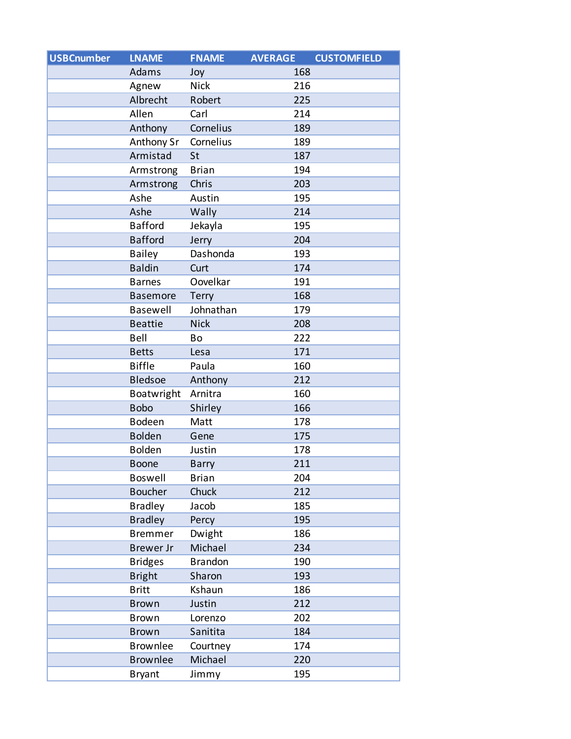| USBCnumber | LNAME | FNAME | AVERAGE | CUSTOMFIELD |
|---|---|---|---|---|
| | Adams | Joy | 168 | |
| | Agnew | Nick | 216 | |
| | Albrecht | Robert | 225 | |
| | Allen | Carl | 214 | |
| | Anthony | Cornelius | 189 | |
| | Anthony Sr | Cornelius | 189 | |
| | Armistad | St | 187 | |
| | Armstrong | Brian | 194 | |
| | Armstrong | Chris | 203 | |
| | Ashe | Austin | 195 | |
| | Ashe | Wally | 214 | |
| | Bafford | Jekayla | 195 | |
| | Bafford | Jerry | 204 | |
| | Bailey | Dashonda | 193 | |
| | Baldin | Curt | 174 | |
| | Barnes | Oovelkar | 191 | |
| | Basemore | Terry | 168 | |
| | Basewell | Johnathan | 179 | |
| | Beattie | Nick | 208 | |
| | Bell | Bo | 222 | |
| | Betts | Lesa | 171 | |
| | Biffle | Paula | 160 | |
| | Bledsoe | Anthony | 212 | |
| | Boatwright | Arnitra | 160 | |
| | Bobo | Shirley | 166 | |
| | Bodeen | Matt | 178 | |
| | Bolden | Gene | 175 | |
| | Bolden | Justin | 178 | |
| | Boone | Barry | 211 | |
| | Boswell | Brian | 204 | |
| | Boucher | Chuck | 212 | |
| | Bradley | Jacob | 185 | |
| | Bradley | Percy | 195 | |
| | Bremmer | Dwight | 186 | |
| | Brewer Jr | Michael | 234 | |
| | Bridges | Brandon | 190 | |
| | Bright | Sharon | 193 | |
| | Britt | Kshaun | 186 | |
| | Brown | Justin | 212 | |
| | Brown | Lorenzo | 202 | |
| | Brown | Sanitita | 184 | |
| | Brownlee | Courtney | 174 | |
| | Brownlee | Michael | 220 | |
| | Bryant | Jimmy | 195 | |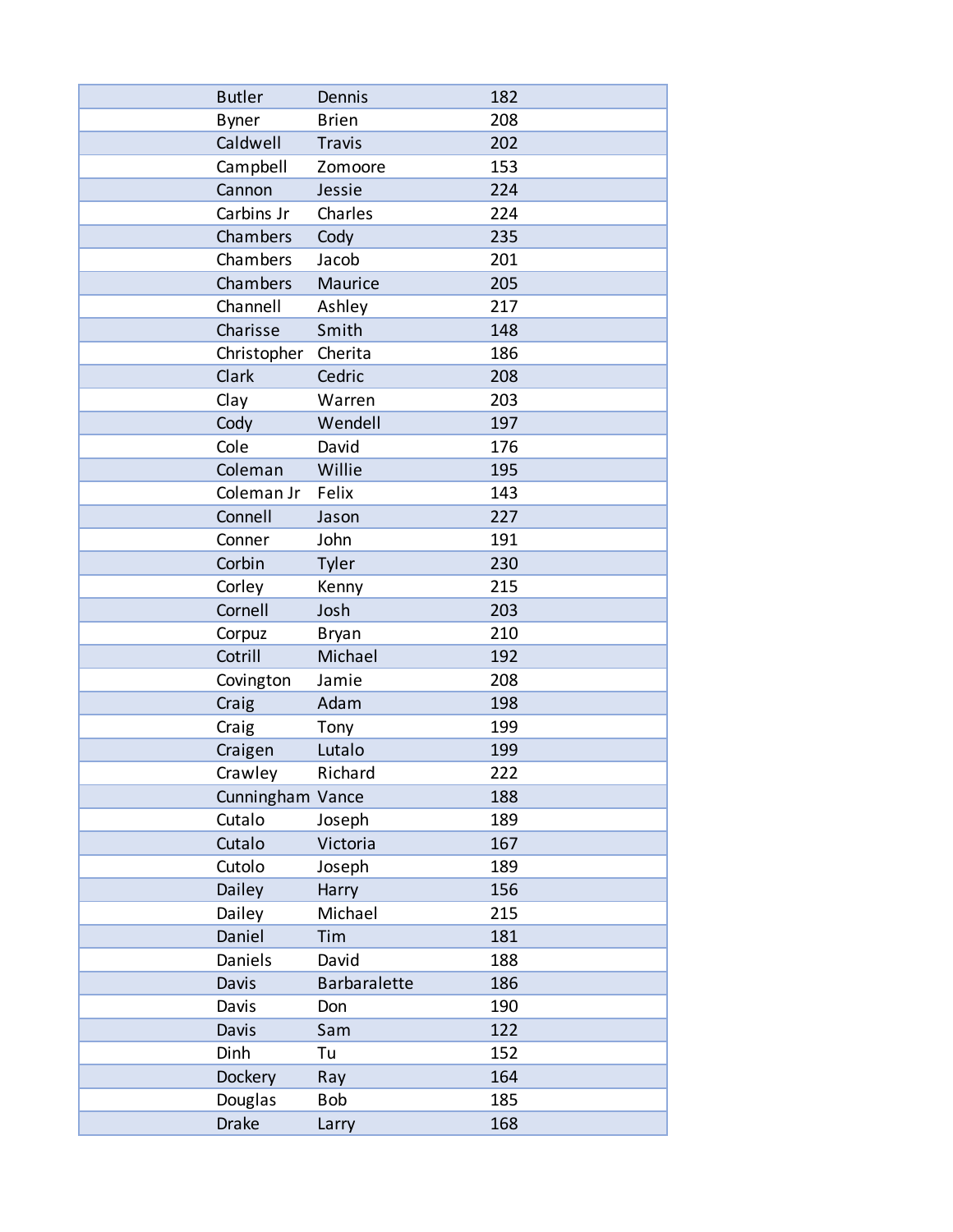| | | |
|---|---|---|
| Butler | Dennis | 182 |
| Byner | Brien | 208 |
| Caldwell | Travis | 202 |
| Campbell | Zomoore | 153 |
| Cannon | Jessie | 224 |
| Carbins Jr | Charles | 224 |
| Chambers | Cody | 235 |
| Chambers | Jacob | 201 |
| Chambers | Maurice | 205 |
| Channell | Ashley | 217 |
| Charisse | Smith | 148 |
| Christopher | Cherita | 186 |
| Clark | Cedric | 208 |
| Clay | Warren | 203 |
| Cody | Wendell | 197 |
| Cole | David | 176 |
| Coleman | Willie | 195 |
| Coleman Jr | Felix | 143 |
| Connell | Jason | 227 |
| Conner | John | 191 |
| Corbin | Tyler | 230 |
| Corley | Kenny | 215 |
| Cornell | Josh | 203 |
| Corpuz | Bryan | 210 |
| Cotrill | Michael | 192 |
| Covington | Jamie | 208 |
| Craig | Adam | 198 |
| Craig | Tony | 199 |
| Craigen | Lutalo | 199 |
| Crawley | Richard | 222 |
| Cunningham | Vance | 188 |
| Cutalo | Joseph | 189 |
| Cutalo | Victoria | 167 |
| Cutolo | Joseph | 189 |
| Dailey | Harry | 156 |
| Dailey | Michael | 215 |
| Daniel | Tim | 181 |
| Daniels | David | 188 |
| Davis | Barbaralette | 186 |
| Davis | Don | 190 |
| Davis | Sam | 122 |
| Dinh | Tu | 152 |
| Dockery | Ray | 164 |
| Douglas | Bob | 185 |
| Drake | Larry | 168 |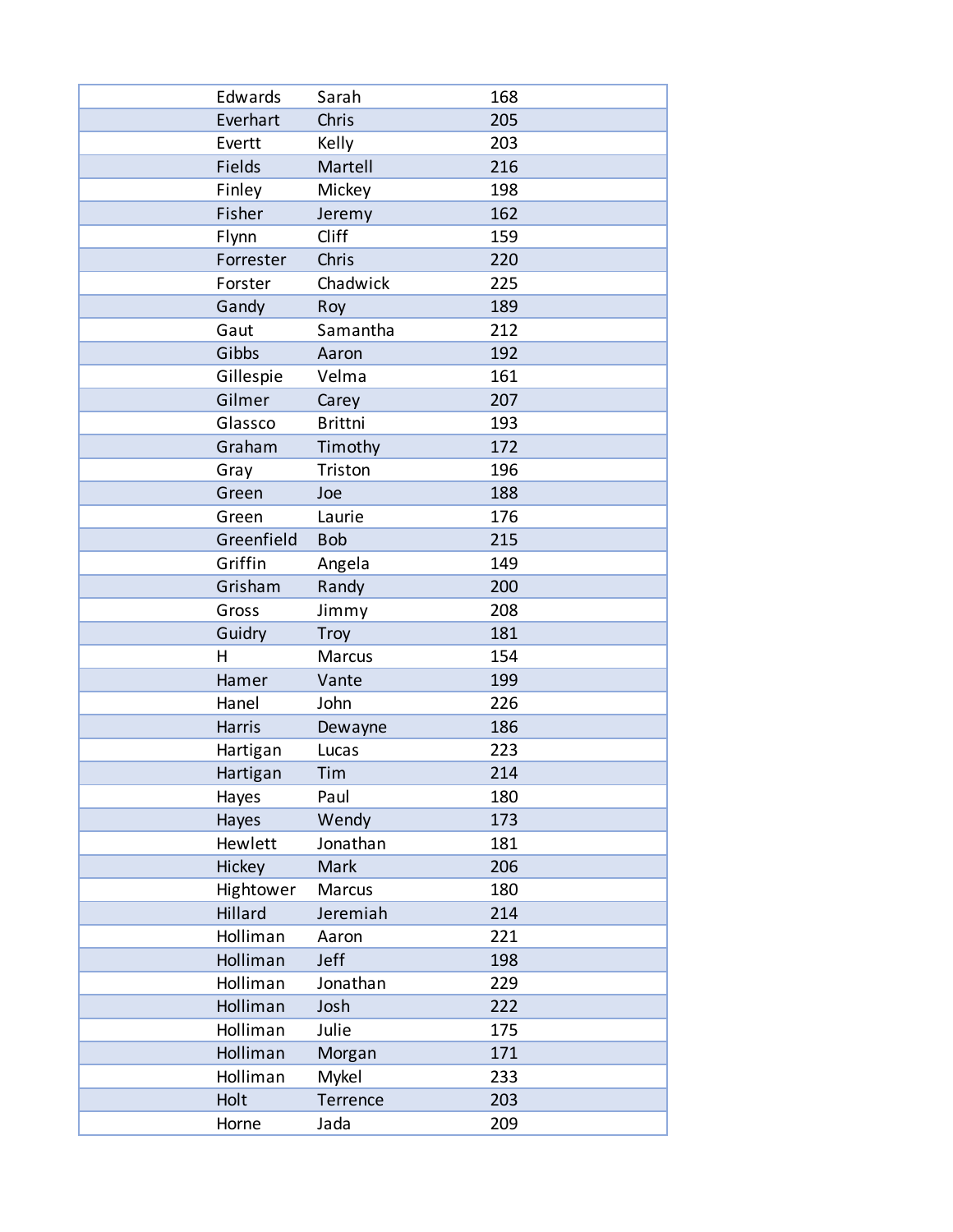| | | |
|---|---|---|
| Edwards | Sarah | 168 |
| Everhart | Chris | 205 |
| Evertt | Kelly | 203 |
| Fields | Martell | 216 |
| Finley | Mickey | 198 |
| Fisher | Jeremy | 162 |
| Flynn | Cliff | 159 |
| Forrester | Chris | 220 |
| Forster | Chadwick | 225 |
| Gandy | Roy | 189 |
| Gaut | Samantha | 212 |
| Gibbs | Aaron | 192 |
| Gillespie | Velma | 161 |
| Gilmer | Carey | 207 |
| Glassco | Brittni | 193 |
| Graham | Timothy | 172 |
| Gray | Triston | 196 |
| Green | Joe | 188 |
| Green | Laurie | 176 |
| Greenfield | Bob | 215 |
| Griffin | Angela | 149 |
| Grisham | Randy | 200 |
| Gross | Jimmy | 208 |
| Guidry | Troy | 181 |
| H | Marcus | 154 |
| Hamer | Vante | 199 |
| Hanel | John | 226 |
| Harris | Dewayne | 186 |
| Hartigan | Lucas | 223 |
| Hartigan | Tim | 214 |
| Hayes | Paul | 180 |
| Hayes | Wendy | 173 |
| Hewlett | Jonathan | 181 |
| Hickey | Mark | 206 |
| Hightower | Marcus | 180 |
| Hillard | Jeremiah | 214 |
| Holliman | Aaron | 221 |
| Holliman | Jeff | 198 |
| Holliman | Jonathan | 229 |
| Holliman | Josh | 222 |
| Holliman | Julie | 175 |
| Holliman | Morgan | 171 |
| Holliman | Mykel | 233 |
| Holt | Terrence | 203 |
| Horne | Jada | 209 |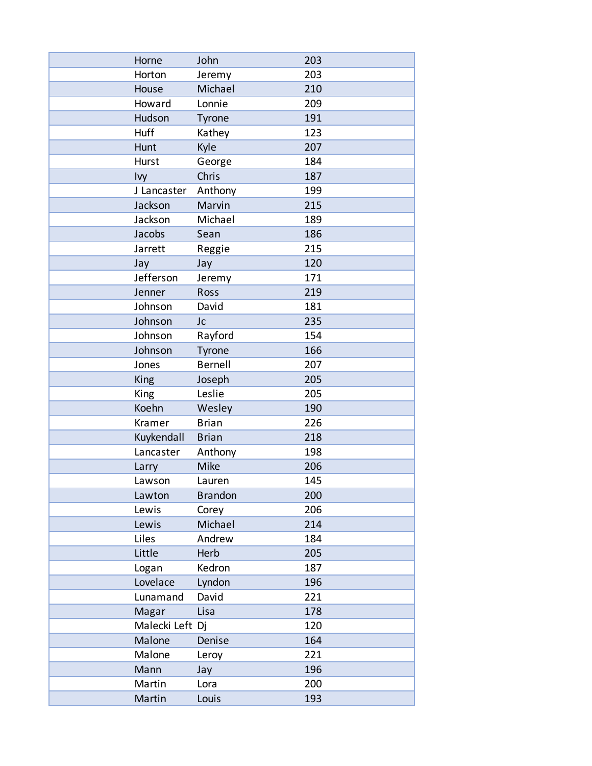| | | | |
|---|---|---|---|
| | Horne | John | 203 |
| | Horton | Jeremy | 203 |
| | House | Michael | 210 |
| | Howard | Lonnie | 209 |
| | Hudson | Tyrone | 191 |
| | Huff | Kathey | 123 |
| | Hunt | Kyle | 207 |
| | Hurst | George | 184 |
| | Ivy | Chris | 187 |
| | J Lancaster | Anthony | 199 |
| | Jackson | Marvin | 215 |
| | Jackson | Michael | 189 |
| | Jacobs | Sean | 186 |
| | Jarrett | Reggie | 215 |
| | Jay | Jay | 120 |
| | Jefferson | Jeremy | 171 |
| | Jenner | Ross | 219 |
| | Johnson | David | 181 |
| | Johnson | Jc | 235 |
| | Johnson | Rayford | 154 |
| | Johnson | Tyrone | 166 |
| | Jones | Bernell | 207 |
| | King | Joseph | 205 |
| | King | Leslie | 205 |
| | Koehn | Wesley | 190 |
| | Kramer | Brian | 226 |
| | Kuykendall | Brian | 218 |
| | Lancaster | Anthony | 198 |
| | Larry | Mike | 206 |
| | Lawson | Lauren | 145 |
| | Lawton | Brandon | 200 |
| | Lewis | Corey | 206 |
| | Lewis | Michael | 214 |
| | Liles | Andrew | 184 |
| | Little | Herb | 205 |
| | Logan | Kedron | 187 |
| | Lovelace | Lyndon | 196 |
| | Lunamand | David | 221 |
| | Magar | Lisa | 178 |
| | Malecki Left | Dj | 120 |
| | Malone | Denise | 164 |
| | Malone | Leroy | 221 |
| | Mann | Jay | 196 |
| | Martin | Lora | 200 |
| | Martin | Louis | 193 |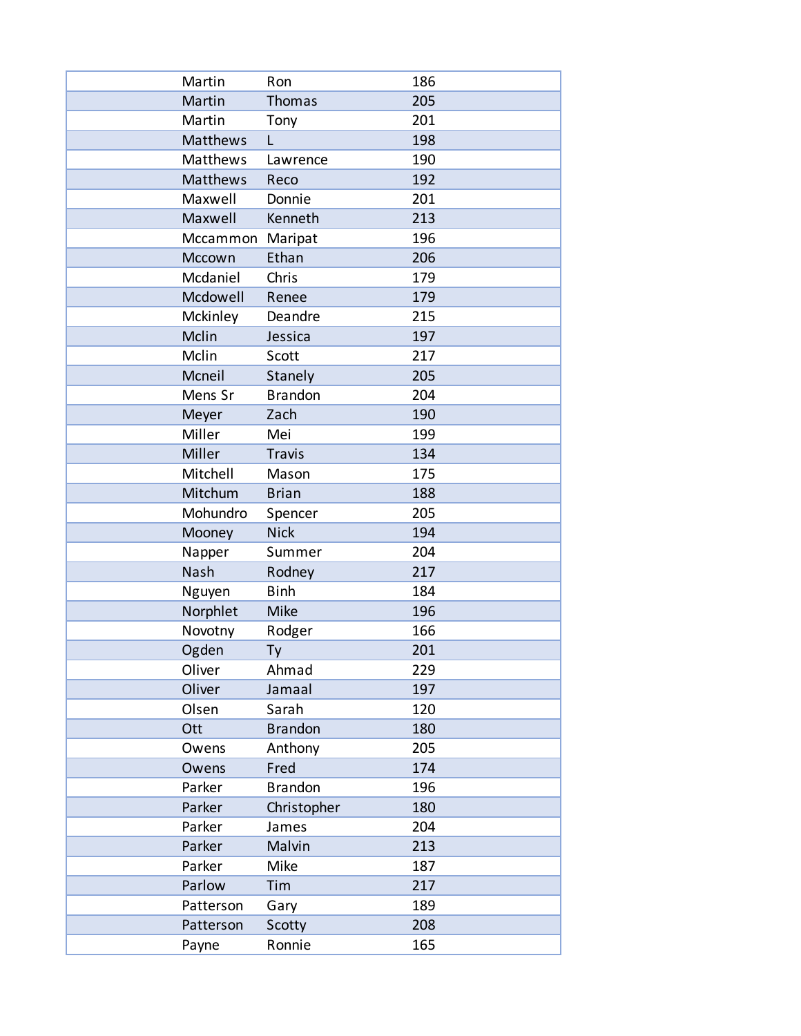| | | |
|---|---|---|
| Martin | Ron | 186 |
| Martin | Thomas | 205 |
| Martin | Tony | 201 |
| Matthews | L | 198 |
| Matthews | Lawrence | 190 |
| Matthews | Reco | 192 |
| Maxwell | Donnie | 201 |
| Maxwell | Kenneth | 213 |
| Mccammon | Maripat | 196 |
| Mccown | Ethan | 206 |
| Mcdaniel | Chris | 179 |
| Mcdowell | Renee | 179 |
| Mckinley | Deandre | 215 |
| Mclin | Jessica | 197 |
| Mclin | Scott | 217 |
| Mcneil | Stanely | 205 |
| Mens Sr | Brandon | 204 |
| Meyer | Zach | 190 |
| Miller | Mei | 199 |
| Miller | Travis | 134 |
| Mitchell | Mason | 175 |
| Mitchum | Brian | 188 |
| Mohundro | Spencer | 205 |
| Mooney | Nick | 194 |
| Napper | Summer | 204 |
| Nash | Rodney | 217 |
| Nguyen | Binh | 184 |
| Norphlet | Mike | 196 |
| Novotny | Rodger | 166 |
| Ogden | Ty | 201 |
| Oliver | Ahmad | 229 |
| Oliver | Jamaal | 197 |
| Olsen | Sarah | 120 |
| Ott | Brandon | 180 |
| Owens | Anthony | 205 |
| Owens | Fred | 174 |
| Parker | Brandon | 196 |
| Parker | Christopher | 180 |
| Parker | James | 204 |
| Parker | Malvin | 213 |
| Parker | Mike | 187 |
| Parlow | Tim | 217 |
| Patterson | Gary | 189 |
| Patterson | Scotty | 208 |
| Payne | Ronnie | 165 |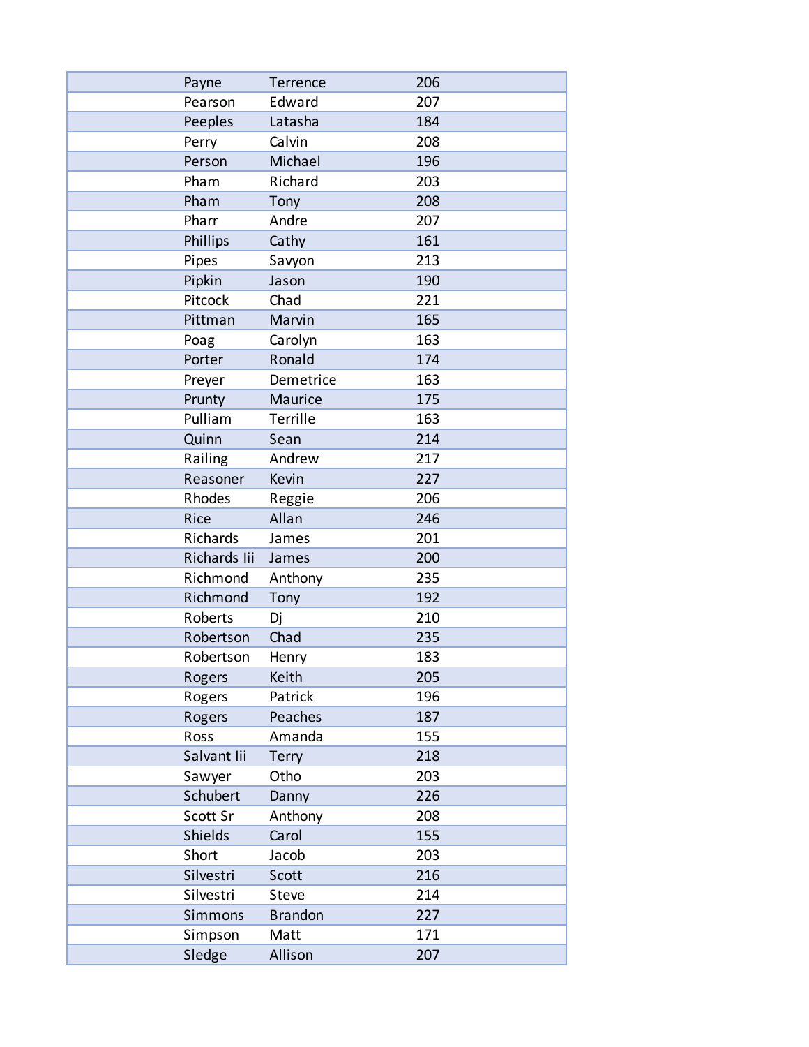| | | |
|---|---|---|
| Payne | Terrence | 206 |
| Pearson | Edward | 207 |
| Peeples | Latasha | 184 |
| Perry | Calvin | 208 |
| Person | Michael | 196 |
| Pham | Richard | 203 |
| Pham | Tony | 208 |
| Pharr | Andre | 207 |
| Phillips | Cathy | 161 |
| Pipes | Savyon | 213 |
| Pipkin | Jason | 190 |
| Pitcock | Chad | 221 |
| Pittman | Marvin | 165 |
| Poag | Carolyn | 163 |
| Porter | Ronald | 174 |
| Preyer | Demetrice | 163 |
| Prunty | Maurice | 175 |
| Pulliam | Terrille | 163 |
| Quinn | Sean | 214 |
| Railing | Andrew | 217 |
| Reasoner | Kevin | 227 |
| Rhodes | Reggie | 206 |
| Rice | Allan | 246 |
| Richards | James | 201 |
| Richards Iii | James | 200 |
| Richmond | Anthony | 235 |
| Richmond | Tony | 192 |
| Roberts | Dj | 210 |
| Robertson | Chad | 235 |
| Robertson | Henry | 183 |
| Rogers | Keith | 205 |
| Rogers | Patrick | 196 |
| Rogers | Peaches | 187 |
| Ross | Amanda | 155 |
| Salvant Iii | Terry | 218 |
| Sawyer | Otho | 203 |
| Schubert | Danny | 226 |
| Scott Sr | Anthony | 208 |
| Shields | Carol | 155 |
| Short | Jacob | 203 |
| Silvestri | Scott | 216 |
| Silvestri | Steve | 214 |
| Simmons | Brandon | 227 |
| Simpson | Matt | 171 |
| Sledge | Allison | 207 |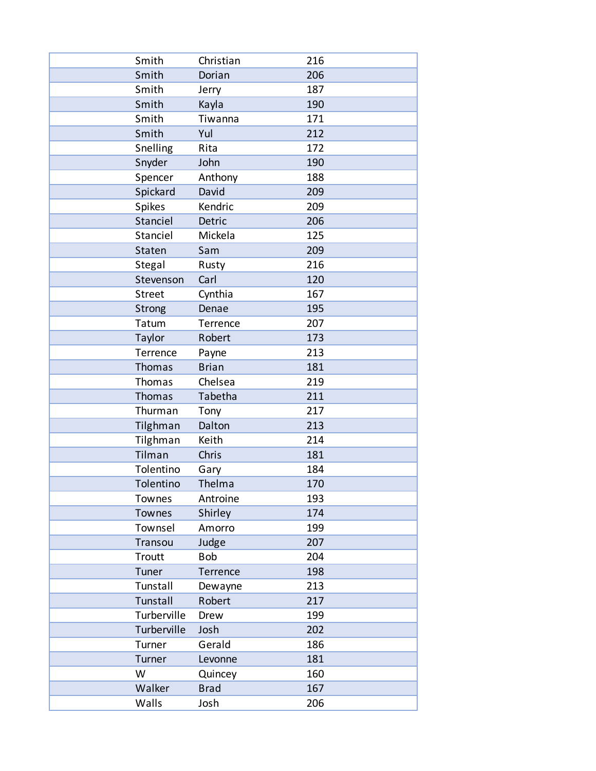| | | |
|---|---|---|
| Smith | Christian | 216 |
| Smith | Dorian | 206 |
| Smith | Jerry | 187 |
| Smith | Kayla | 190 |
| Smith | Tiwanna | 171 |
| Smith | Yul | 212 |
| Snelling | Rita | 172 |
| Snyder | John | 190 |
| Spencer | Anthony | 188 |
| Spickard | David | 209 |
| Spikes | Kendric | 209 |
| Stanciel | Detric | 206 |
| Stanciel | Mickela | 125 |
| Staten | Sam | 209 |
| Stegal | Rusty | 216 |
| Stevenson | Carl | 120 |
| Street | Cynthia | 167 |
| Strong | Denae | 195 |
| Tatum | Terrence | 207 |
| Taylor | Robert | 173 |
| Terrence | Payne | 213 |
| Thomas | Brian | 181 |
| Thomas | Chelsea | 219 |
| Thomas | Tabetha | 211 |
| Thurman | Tony | 217 |
| Tilghman | Dalton | 213 |
| Tilghman | Keith | 214 |
| Tilman | Chris | 181 |
| Tolentino | Gary | 184 |
| Tolentino | Thelma | 170 |
| Townes | Antroine | 193 |
| Townes | Shirley | 174 |
| Townsel | Amorro | 199 |
| Transou | Judge | 207 |
| Troutt | Bob | 204 |
| Tuner | Terrence | 198 |
| Tunstall | Dewayne | 213 |
| Tunstall | Robert | 217 |
| Turberville | Drew | 199 |
| Turberville | Josh | 202 |
| Turner | Gerald | 186 |
| Turner | Levonne | 181 |
| W | Quincey | 160 |
| Walker | Brad | 167 |
| Walls | Josh | 206 |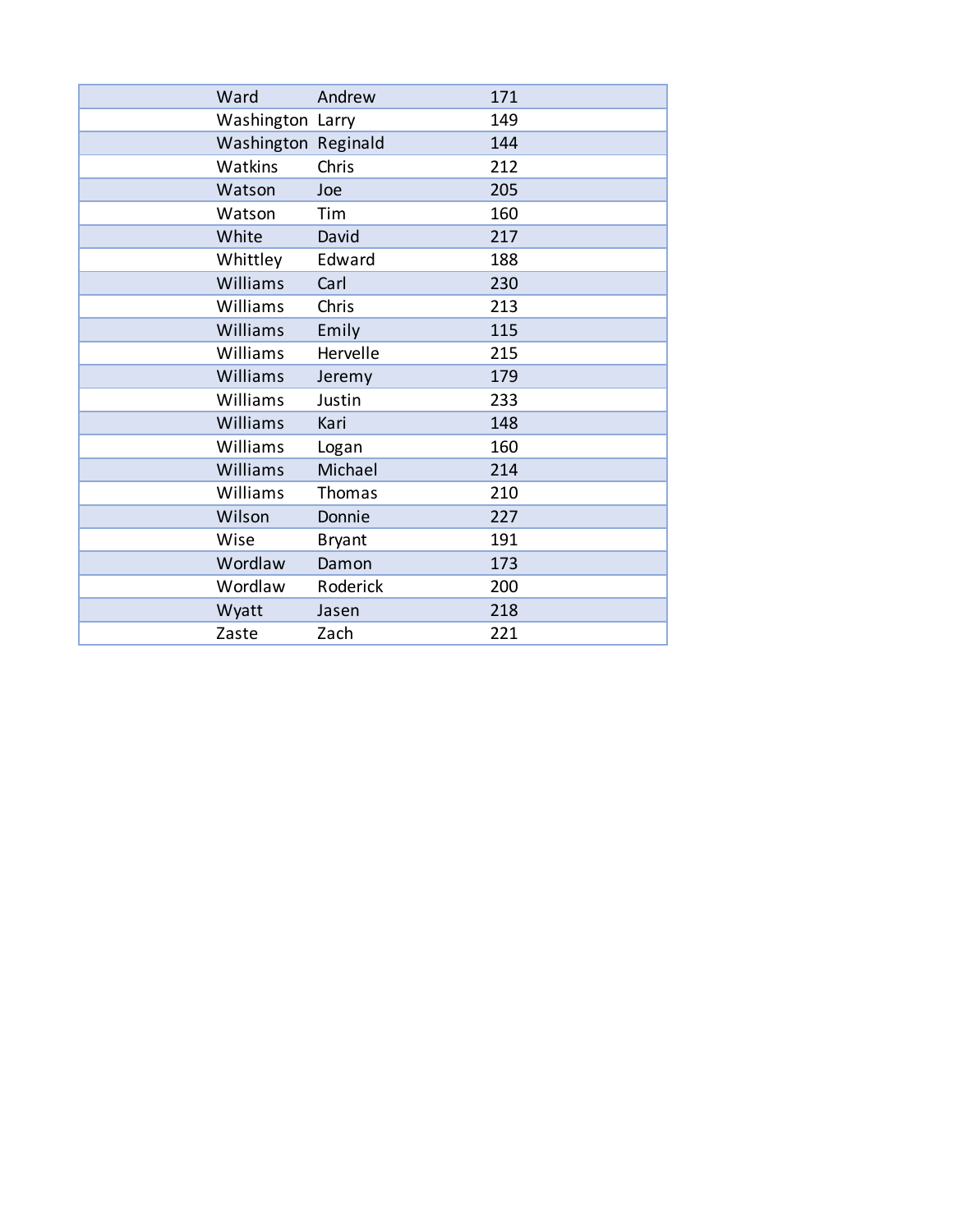| | | | |
|---|---|---|---|
| | Ward | Andrew | 171 |
| | Washington | Larry | 149 |
| | Washington | Reginald | 144 |
| | Watkins | Chris | 212 |
| | Watson | Joe | 205 |
| | Watson | Tim | 160 |
| | White | David | 217 |
| | Whittley | Edward | 188 |
| | Williams | Carl | 230 |
| | Williams | Chris | 213 |
| | Williams | Emily | 115 |
| | Williams | Hervelle | 215 |
| | Williams | Jeremy | 179 |
| | Williams | Justin | 233 |
| | Williams | Kari | 148 |
| | Williams | Logan | 160 |
| | Williams | Michael | 214 |
| | Williams | Thomas | 210 |
| | Wilson | Donnie | 227 |
| | Wise | Bryant | 191 |
| | Wordlaw | Damon | 173 |
| | Wordlaw | Roderick | 200 |
| | Wyatt | Jasen | 218 |
| | Zaste | Zach | 221 |